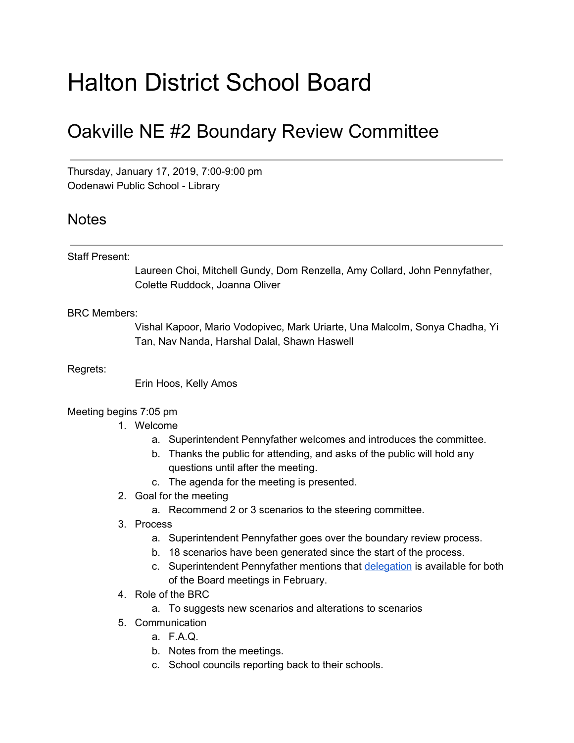# Halton District School Board

## Oakville NE #2 Boundary Review Committee

---

Thursday, January 17, 2019, 7:00-9:00 pm
Oodenawi Public School - Library

## Notes

---

Staff Present:

Laureen Choi, Mitchell Gundy, Dom Renzella, Amy Collard, John Pennyfather, Colette Ruddock, Joanna Oliver

BRC Members:

Vishal Kapoor, Mario Vodopivec, Mark Uriarte, Una Malcolm, Sonya Chadha, Yi Tan, Nav Nanda, Harshal Dalal, Shawn Haswell

Regrets:

Erin Hoos, Kelly Amos

Meeting begins 7:05 pm

1. Welcome
    a. Superintendent Pennyfather welcomes and introduces the committee.
    b. Thanks the public for attending, and asks of the public will hold any questions until after the meeting.
    c. The agenda for the meeting is presented.
2. Goal for the meeting
    a. Recommend 2 or 3 scenarios to the steering committee.
3. Process
    a. Superintendent Pennyfather goes over the boundary review process.
    b. 18 scenarios have been generated since the start of the process.
    c. Superintendent Pennyfather mentions that delegation is available for both of the Board meetings in February.
4. Role of the BRC
    a. To suggests new scenarios and alterations to scenarios
5. Communication
    a. F.A.Q.
    b. Notes from the meetings.
    c. School councils reporting back to their schools.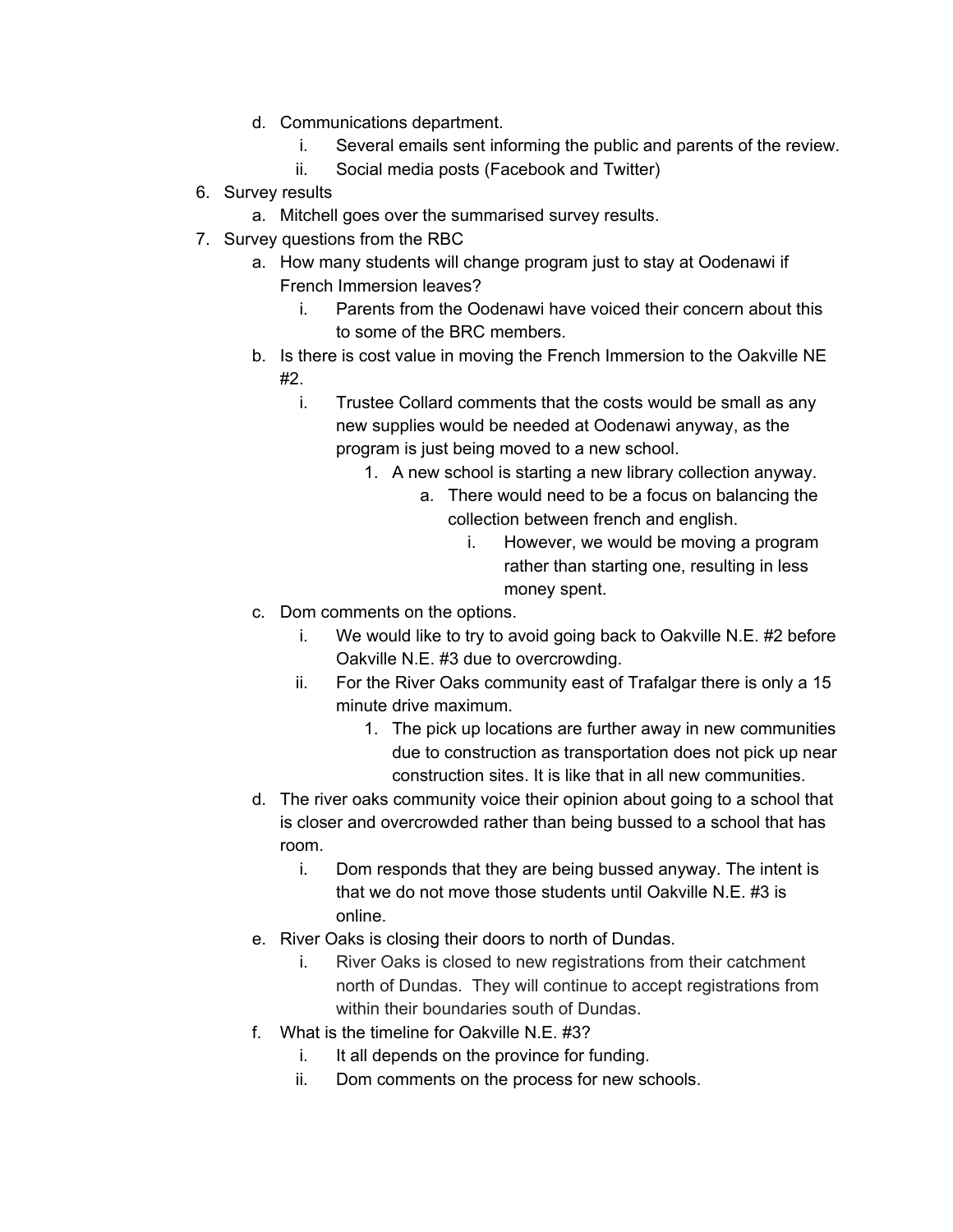d. Communications department.
      i. Several emails sent informing the public and parents of the review.
      ii. Social media posts (Facebook and Twitter)

6. Survey results
   a. Mitchell goes over the summarised survey results.
7. Survey questions from the RBC
   a. How many students will change program just to stay at Oodenawi if French Immersion leaves?
      i. Parents from the Oodenawi have voiced their concern about this to some of the BRC members.
   b. Is there is cost value in moving the French Immersion to the Oakville NE #2.
      i. Trustee Collard comments that the costs would be small as any new supplies would be needed at Oodenawi anyway, as the program is just being moved to a new school.
         1. A new school is starting a new library collection anyway.
            a. There would need to be a focus on balancing the collection between french and english.
               i. However, we would be moving a program rather than starting one, resulting in less money spent.
   c. Dom comments on the options.
      i. We would like to try to avoid going back to Oakville N.E. #2 before Oakville N.E. #3 due to overcrowding.
      ii. For the River Oaks community east of Trafalgar there is only a 15 minute drive maximum.
         1. The pick up locations are further away in new communities due to construction as transportation does not pick up near construction sites. It is like that in all new communities.
   d. The river oaks community voice their opinion about going to a school that is closer and overcrowded rather than being bussed to a school that has room.
      i. Dom responds that they are being bussed anyway. The intent is that we do not move those students until Oakville N.E. #3 is online.
   e. River Oaks is closing their doors to north of Dundas.
      i. River Oaks is closed to new registrations from their catchment north of Dundas. They will continue to accept registrations from within their boundaries south of Dundas.
   f. What is the timeline for Oakville N.E. #3?
      i. It all depends on the province for funding.
      ii. Dom comments on the process for new schools.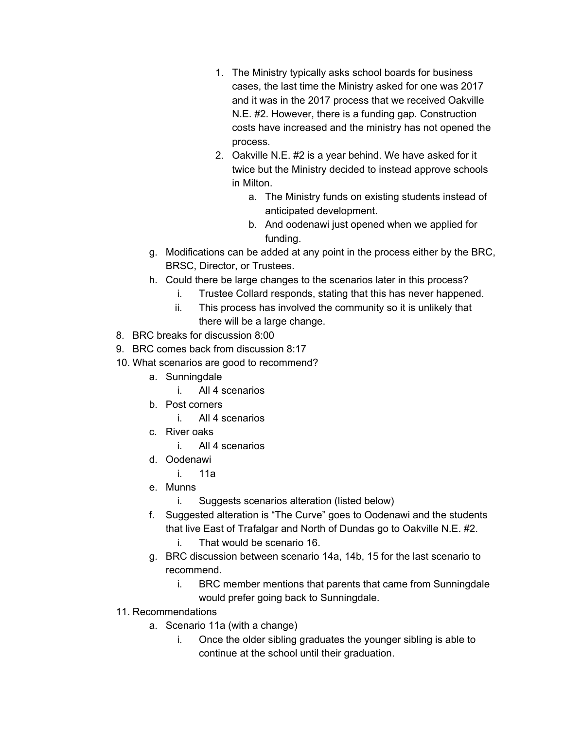1. The Ministry typically asks school boards for business cases, the last time the Ministry asked for one was 2017 and it was in the 2017 process that we received Oakville N.E. #2. However, there is a funding gap. Construction costs have increased and the ministry has not opened the process.
2. Oakville N.E. #2 is a year behind. We have asked for it twice but the Ministry decided to instead approve schools in Milton.
    a. The Ministry funds on existing students instead of anticipated development.
    b. And oodenawi just opened when we applied for funding.

g. Modifications can be added at any point in the process either by the BRC, BRSC, Director, or Trustees.

h. Could there be large changes to the scenarios later in this process?
    i. Trustee Collard responds, stating that this has never happened.
    ii. This process has involved the community so it is unlikely that there will be a large change.

8. BRC breaks for discussion 8:00
9. BRC comes back from discussion 8:17
10. What scenarios are good to recommend?
    a. Sunningdale
        i. All 4 scenarios
    b. Post corners
        i. All 4 scenarios
    c. River oaks
        i. All 4 scenarios
    d. Oodenawi
        i. 11a
    e. Munns
        i. Suggests scenarios alteration (listed below)
    f. Suggested alteration is "The Curve" goes to Oodenawi and the students that live East of Trafalgar and North of Dundas go to Oakville N.E. #2.
        i. That would be scenario 16.
    g. BRC discussion between scenario 14a, 14b, 15 for the last scenario to recommend.
        i. BRC member mentions that parents that came from Sunningdale would prefer going back to Sunningdale.
11. Recommendations
    a. Scenario 11a (with a change)
        i. Once the older sibling graduates the younger sibling is able to continue at the school until their graduation.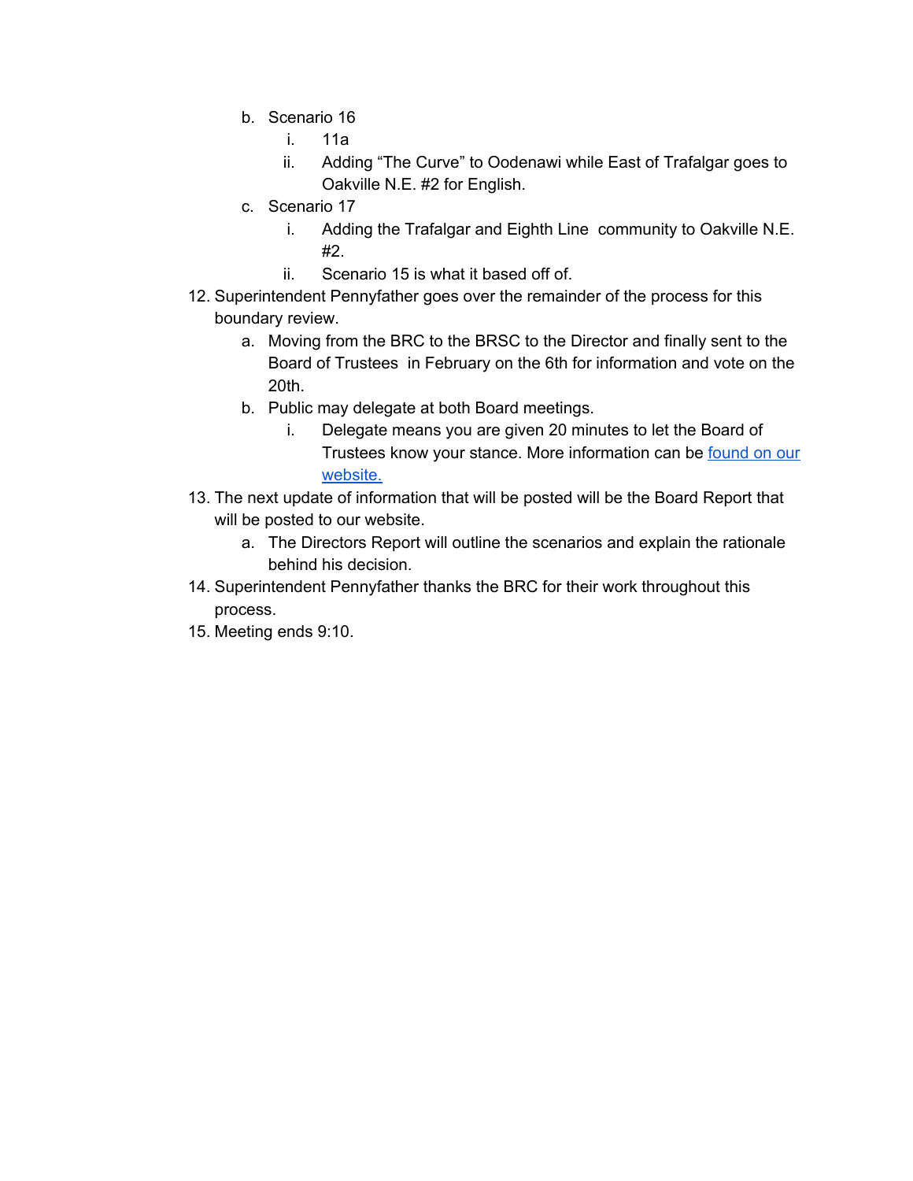b. Scenario 16
      i. 11a
      ii. Adding "The Curve" to Oodenawi while East of Trafalgar goes to Oakville N.E. #2 for English.
   c. Scenario 17
      i. Adding the Trafalgar and Eighth Line  community to Oakville N.E. #2.
      ii. Scenario 15 is what it based off of.

12. Superintendent Pennyfather goes over the remainder of the process for this boundary review.
    a. Moving from the BRC to the BRSC to the Director and finally sent to the Board of Trustees  in February on the 6th for information and vote on the 20th.
    b. Public may delegate at both Board meetings.
       i. Delegate means you are given 20 minutes to let the Board of Trustees know your stance. More information can be found on our website.
13. The next update of information that will be posted will be the Board Report that will be posted to our website.
    a. The Directors Report will outline the scenarios and explain the rationale behind his decision.
14. Superintendent Pennyfather thanks the BRC for their work throughout this process.
15. Meeting ends 9:10.